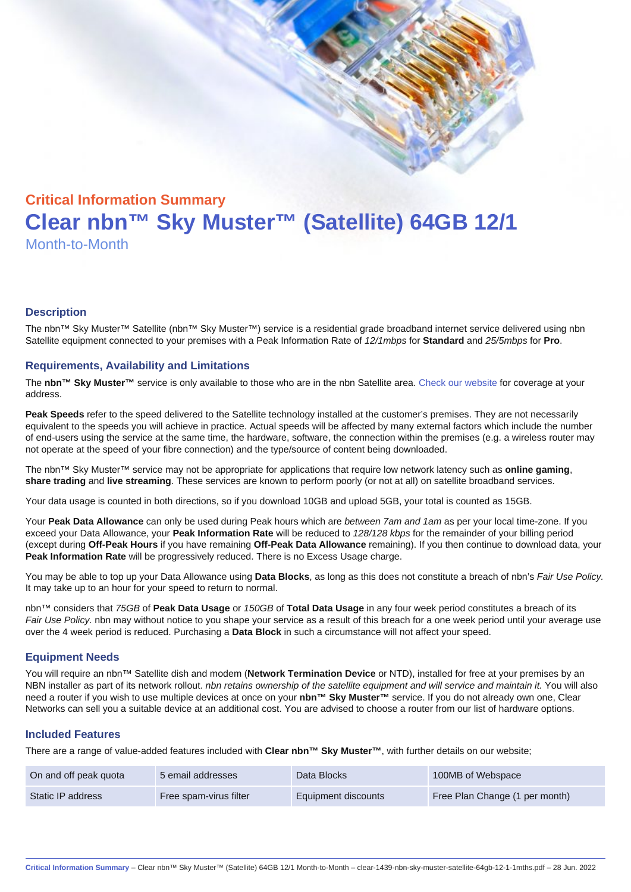## Critical Information Summary

# Clear nbn™ Sky Muster™ (Satellite) 64GB 12/1

Month-to-Month

### Description

The nbn™ Sky Muster™ Satellite (nbn™ Sky Muster™) service is a residential grade broadband internet service delivered using nbn Satellite equipment connected to your premises with a Peak Information Rate of *12/1mbps* for **Standard** and *25/5mbps* for **Pro**.

### Requirements, Availability and Limitations

The **nbn™ Sky Muster™** service is only available to those who are in the nbn Satellite area. Check our website for coverage at your address.

**Peak Speeds** refer to the speed delivered to the Satellite technology installed at the customer's premises. They are not necessarily equivalent to the speeds you will achieve in practice. Actual speeds will be affected by many external factors which include the number of end-users using the service at the same time, the hardware, software, the connection within the premises (e.g. a wireless router may not operate at the speed of your fibre connection) and the type/source of content being downloaded.

The nbn™ Sky Muster™ service may not be appropriate for applications that require low network latency such as **online gaming**, **share trading** and **live streaming**. These services are known to perform poorly (or not at all) on satellite broadband services.

Your data usage is counted in both directions, so if you download 10GB and upload 5GB, your total is counted as 15GB.

Your **Peak Data Allowance** can only be used during Peak hours which are *between 7am and 1am* as per your local time-zone. If you exceed your Data Allowance, your **Peak Information Rate** will be reduced to *128/128 kbps* for the remainder of your billing period (except during **Off-Peak Hours** if you have remaining **Off-Peak Data Allowance** remaining). If you then continue to download data, your **Peak Information Rate** will be progressively reduced. There is no Excess Usage charge.

You may be able to top up your Data Allowance using **Data Blocks**, as long as this does not constitute a breach of nbn's *Fair Use Policy*. It may take up to an hour for your speed to return to normal.

nbn™ considers that *75GB* of **Peak Data Usage** or *150GB* of **Total Data Usage** in any four week period constitutes a breach of its *Fair Use Policy.* nbn may without notice to you shape your service as a result of this breach for a one week period until your average use over the 4 week period is reduced. Purchasing a **Data Block** in such a circumstance will not affect your speed.

### Equipment Needs

You will require an nbn™ Satellite dish and modem (**Network Termination Device** or NTD), installed for free at your premises by an NBN installer as part of its network rollout. *nbn retains ownership of the satellite equipment and will service and maintain it.* You will also need a router if you wish to use multiple devices at once on your **nbn™ Sky Muster™** service. If you do not already own one, Clear Networks can sell you a suitable device at an additional cost. You are advised to choose a router from our list of hardware options.

### Included Features

There are a range of value-added features included with **Clear nbn™ Sky Muster™**, with further details on our website;

| | | | |
|---|---|---|---|
| On and off peak quota | 5 email addresses | Data Blocks | 100MB of Webspace |
| Static IP address | Free spam-virus filter | Equipment discounts | Free Plan Change (1 per month) |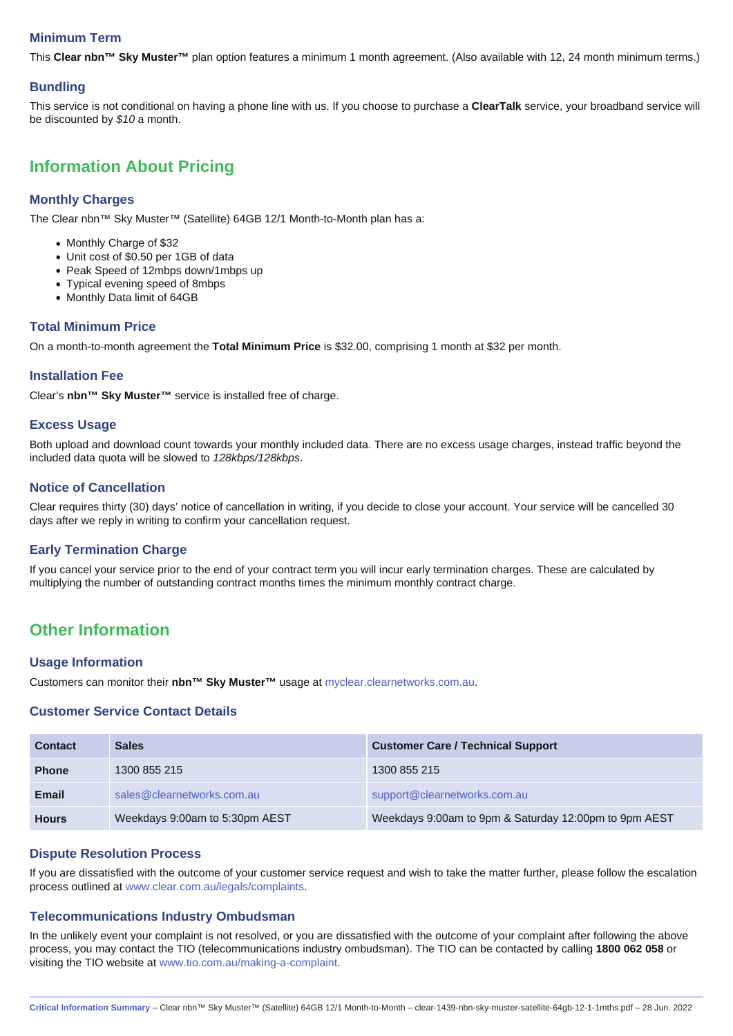### Minimum Term

This **Clear nbn™ Sky Muster™** plan option features a minimum 1 month agreement. (Also available with 12, 24 month minimum terms.)

### Bundling

This service is not conditional on having a phone line with us. If you choose to purchase a **ClearTalk** service, your broadband service will be discounted by *$10* a month.

## Information About Pricing

### Monthly Charges

The Clear nbn™ Sky Muster™ (Satellite) 64GB 12/1 Month-to-Month plan has a:

- Monthly Charge of $32
- Unit cost of $0.50 per 1GB of data
- Peak Speed of 12mbps down/1mbps up
- Typical evening speed of 8mbps
- Monthly Data limit of 64GB

### Total Minimum Price

On a month-to-month agreement the **Total Minimum Price** is $32.00, comprising 1 month at $32 per month.

### Installation Fee

Clear's **nbn™ Sky Muster™** service is installed free of charge.

### Excess Usage

Both upload and download count towards your monthly included data. There are no excess usage charges, instead traffic beyond the included data quota will be slowed to *128kbps/128kbps*.

### Notice of Cancellation

Clear requires thirty (30) days' notice of cancellation in writing, if you decide to close your account. Your service will be cancelled 30 days after we reply in writing to confirm your cancellation request.

### Early Termination Charge

If you cancel your service prior to the end of your contract term you will incur early termination charges. These are calculated by multiplying the number of outstanding contract months times the minimum monthly contract charge.

## Other Information

### Usage Information

Customers can monitor their **nbn™ Sky Muster™** usage at myclear.clearnetworks.com.au.

### Customer Service Contact Details

| Contact | Sales | Customer Care / Technical Support |
|---|---|---|
| **Phone** | 1300 855 215 | 1300 855 215 |
| **Email** | sales@clearnetworks.com.au | support@clearnetworks.com.au |
| **Hours** | Weekdays 9:00am to 5:30pm AEST | Weekdays 9:00am to 9pm & Saturday 12:00pm to 9pm AEST |

### Dispute Resolution Process

If you are dissatisfied with the outcome of your customer service request and wish to take the matter further, please follow the escalation process outlined at www.clear.com.au/legals/complaints.

### Telecommunications Industry Ombudsman

In the unlikely event your complaint is not resolved, or you are dissatisfied with the outcome of your complaint after following the above process, you may contact the TIO (telecommunications industry ombudsman). The TIO can be contacted by calling **1800 062 058** or visiting the TIO website at www.tio.com.au/making-a-complaint.